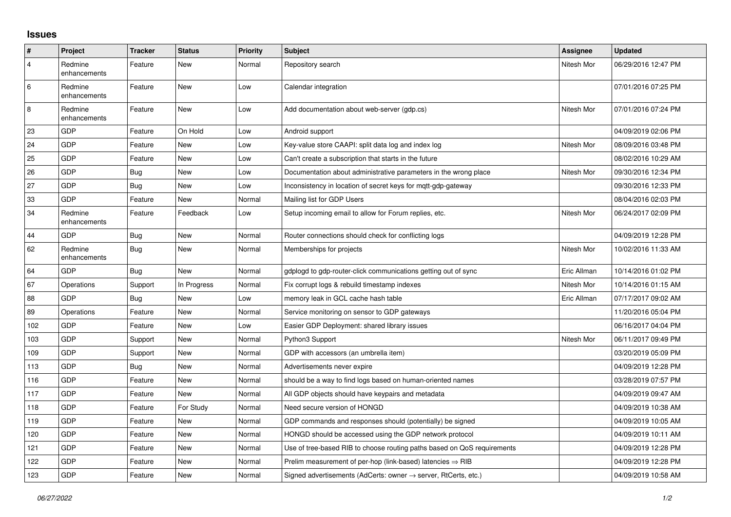## Issues

| # | Project | Tracker | Status | Priority | Subject | Assignee | Updated |
|---|---|---|---|---|---|---|---|
| 4 | Redmine enhancements | Feature | New | Normal | Repository search | Nitesh Mor | 06/29/2016 12:47 PM |
| 6 | Redmine enhancements | Feature | New | Low | Calendar integration | | 07/01/2016 07:25 PM |
| 8 | Redmine enhancements | Feature | New | Low | Add documentation about web-server (gdp.cs) | Nitesh Mor | 07/01/2016 07:24 PM |
| 23 | GDP | Feature | On Hold | Low | Android support | | 04/09/2019 02:06 PM |
| 24 | GDP | Feature | New | Low | Key-value store CAAPI: split data log and index log | Nitesh Mor | 08/09/2016 03:48 PM |
| 25 | GDP | Feature | New | Low | Can't create a subscription that starts in the future | | 08/02/2016 10:29 AM |
| 26 | GDP | Bug | New | Low | Documentation about administrative parameters in the wrong place | Nitesh Mor | 09/30/2016 12:34 PM |
| 27 | GDP | Bug | New | Low | Inconsistency in location of secret keys for mqtt-gdp-gateway | | 09/30/2016 12:33 PM |
| 33 | GDP | Feature | New | Normal | Mailing list for GDP Users | | 08/04/2016 02:03 PM |
| 34 | Redmine enhancements | Feature | Feedback | Low | Setup incoming email to allow for Forum replies, etc. | Nitesh Mor | 06/24/2017 02:09 PM |
| 44 | GDP | Bug | New | Normal | Router connections should check for conflicting logs | | 04/09/2019 12:28 PM |
| 62 | Redmine enhancements | Bug | New | Normal | Memberships for projects | Nitesh Mor | 10/02/2016 11:33 AM |
| 64 | GDP | Bug | New | Normal | gdplogd to gdp-router-click communications getting out of sync | Eric Allman | 10/14/2016 01:02 PM |
| 67 | Operations | Support | In Progress | Normal | Fix corrupt logs & rebuild timestamp indexes | Nitesh Mor | 10/14/2016 01:15 AM |
| 88 | GDP | Bug | New | Low | memory leak in GCL cache hash table | Eric Allman | 07/17/2017 09:02 AM |
| 89 | Operations | Feature | New | Normal | Service monitoring on sensor to GDP gateways | | 11/20/2016 05:04 PM |
| 102 | GDP | Feature | New | Low | Easier GDP Deployment: shared library issues | | 06/16/2017 04:04 PM |
| 103 | GDP | Support | New | Normal | Python3 Support | Nitesh Mor | 06/11/2017 09:49 PM |
| 109 | GDP | Support | New | Normal | GDP with accessors (an umbrella item) | | 03/20/2019 05:09 PM |
| 113 | GDP | Bug | New | Normal | Advertisements never expire | | 04/09/2019 12:28 PM |
| 116 | GDP | Feature | New | Normal | should be a way to find logs based on human-oriented names | | 03/28/2019 07:57 PM |
| 117 | GDP | Feature | New | Normal | All GDP objects should have keypairs and metadata | | 04/09/2019 09:47 AM |
| 118 | GDP | Feature | For Study | Normal | Need secure version of HONGD | | 04/09/2019 10:38 AM |
| 119 | GDP | Feature | New | Normal | GDP commands and responses should (potentially) be signed | | 04/09/2019 10:05 AM |
| 120 | GDP | Feature | New | Normal | HONGD should be accessed using the GDP network protocol | | 04/09/2019 10:11 AM |
| 121 | GDP | Feature | New | Normal | Use of tree-based RIB to choose routing paths based on QoS requirements | | 04/09/2019 12:28 PM |
| 122 | GDP | Feature | New | Normal | Prelim measurement of per-hop (link-based) latencies ⇒ RIB | | 04/09/2019 12:28 PM |
| 123 | GDP | Feature | New | Normal | Signed advertisements (AdCerts: owner → server, RtCerts, etc.) | | 04/09/2019 10:58 AM |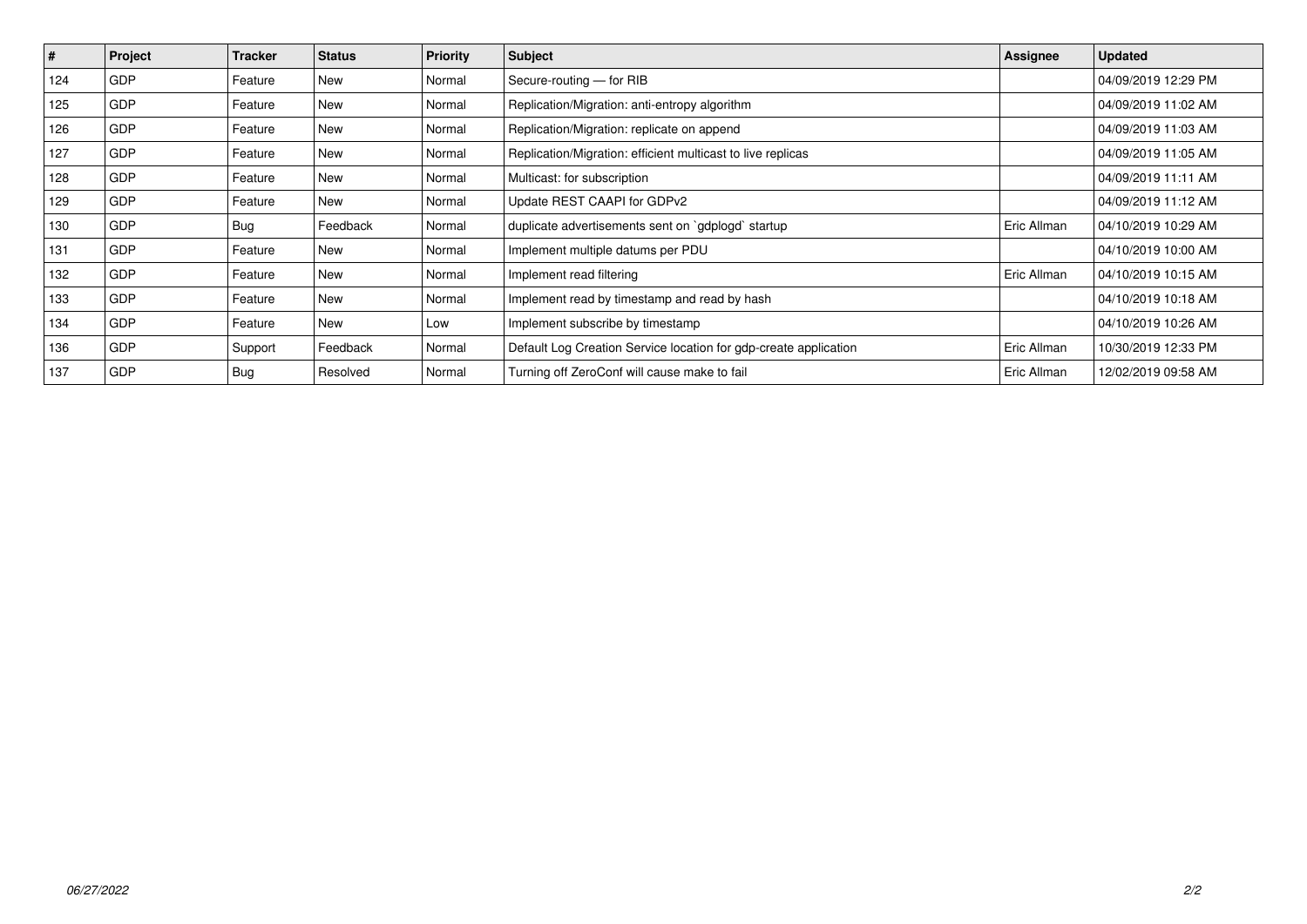| # | Project | Tracker | Status | Priority | Subject | Assignee | Updated |
|---|---|---|---|---|---|---|---|
| 124 | GDP | Feature | New | Normal | Secure-routing — for RIB | | 04/09/2019 12:29 PM |
| 125 | GDP | Feature | New | Normal | Replication/Migration: anti-entropy algorithm | | 04/09/2019 11:02 AM |
| 126 | GDP | Feature | New | Normal | Replication/Migration: replicate on append | | 04/09/2019 11:03 AM |
| 127 | GDP | Feature | New | Normal | Replication/Migration: efficient multicast to live replicas | | 04/09/2019 11:05 AM |
| 128 | GDP | Feature | New | Normal | Multicast: for subscription | | 04/09/2019 11:11 AM |
| 129 | GDP | Feature | New | Normal | Update REST CAAPI for GDPv2 | | 04/09/2019 11:12 AM |
| 130 | GDP | Bug | Feedback | Normal | duplicate advertisements sent on `gdplogd` startup | Eric Allman | 04/10/2019 10:29 AM |
| 131 | GDP | Feature | New | Normal | Implement multiple datums per PDU | | 04/10/2019 10:00 AM |
| 132 | GDP | Feature | New | Normal | Implement read filtering | Eric Allman | 04/10/2019 10:15 AM |
| 133 | GDP | Feature | New | Normal | Implement read by timestamp and read by hash | | 04/10/2019 10:18 AM |
| 134 | GDP | Feature | New | Low | Implement subscribe by timestamp | | 04/10/2019 10:26 AM |
| 136 | GDP | Support | Feedback | Normal | Default Log Creation Service location for gdp-create application | Eric Allman | 10/30/2019 12:33 PM |
| 137 | GDP | Bug | Resolved | Normal | Turning off ZeroConf will cause make to fail | Eric Allman | 12/02/2019 09:58 AM |